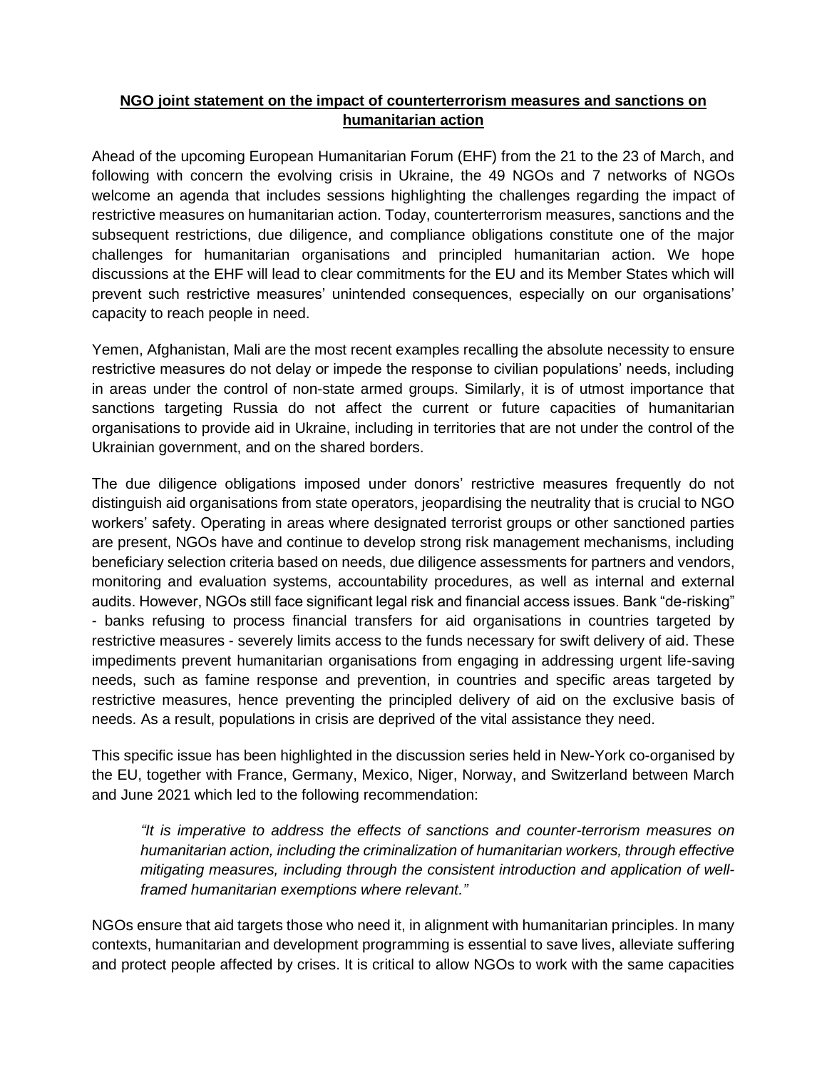**NGO joint statement on the impact of counterterrorism measures and sanctions on humanitarian action**

Ahead of the upcoming European Humanitarian Forum (EHF) from the 21 to the 23 of March, and following with concern the evolving crisis in Ukraine, the 49 NGOs and 7 networks of NGOs welcome an agenda that includes sessions highlighting the challenges regarding the impact of restrictive measures on humanitarian action. Today, counterterrorism measures, sanctions and the subsequent restrictions, due diligence, and compliance obligations constitute one of the major challenges for humanitarian organisations and principled humanitarian action. We hope discussions at the EHF will lead to clear commitments for the EU and its Member States which will prevent such restrictive measures' unintended consequences, especially on our organisations' capacity to reach people in need.

Yemen, Afghanistan, Mali are the most recent examples recalling the absolute necessity to ensure restrictive measures do not delay or impede the response to civilian populations' needs, including in areas under the control of non-state armed groups. Similarly, it is of utmost importance that sanctions targeting Russia do not affect the current or future capacities of humanitarian organisations to provide aid in Ukraine, including in territories that are not under the control of the Ukrainian government, and on the shared borders.

The due diligence obligations imposed under donors' restrictive measures frequently do not distinguish aid organisations from state operators, jeopardising the neutrality that is crucial to NGO workers' safety. Operating in areas where designated terrorist groups or other sanctioned parties are present, NGOs have and continue to develop strong risk management mechanisms, including beneficiary selection criteria based on needs, due diligence assessments for partners and vendors, monitoring and evaluation systems, accountability procedures, as well as internal and external audits. However, NGOs still face significant legal risk and financial access issues. Bank "de-risking" - banks refusing to process financial transfers for aid organisations in countries targeted by restrictive measures - severely limits access to the funds necessary for swift delivery of aid. These impediments prevent humanitarian organisations from engaging in addressing urgent life-saving needs, such as famine response and prevention, in countries and specific areas targeted by restrictive measures, hence preventing the principled delivery of aid on the exclusive basis of needs. As a result, populations in crisis are deprived of the vital assistance they need.

This specific issue has been highlighted in the discussion series held in New-York co-organised by the EU, together with France, Germany, Mexico, Niger, Norway, and Switzerland between March and June 2021 which led to the following recommendation:

> *"It is imperative to address the effects of sanctions and counter-terrorism measures on humanitarian action, including the criminalization of humanitarian workers, through effective mitigating measures, including through the consistent introduction and application of well-framed humanitarian exemptions where relevant."*

NGOs ensure that aid targets those who need it, in alignment with humanitarian principles. In many contexts, humanitarian and development programming is essential to save lives, alleviate suffering and protect people affected by crises. It is critical to allow NGOs to work with the same capacities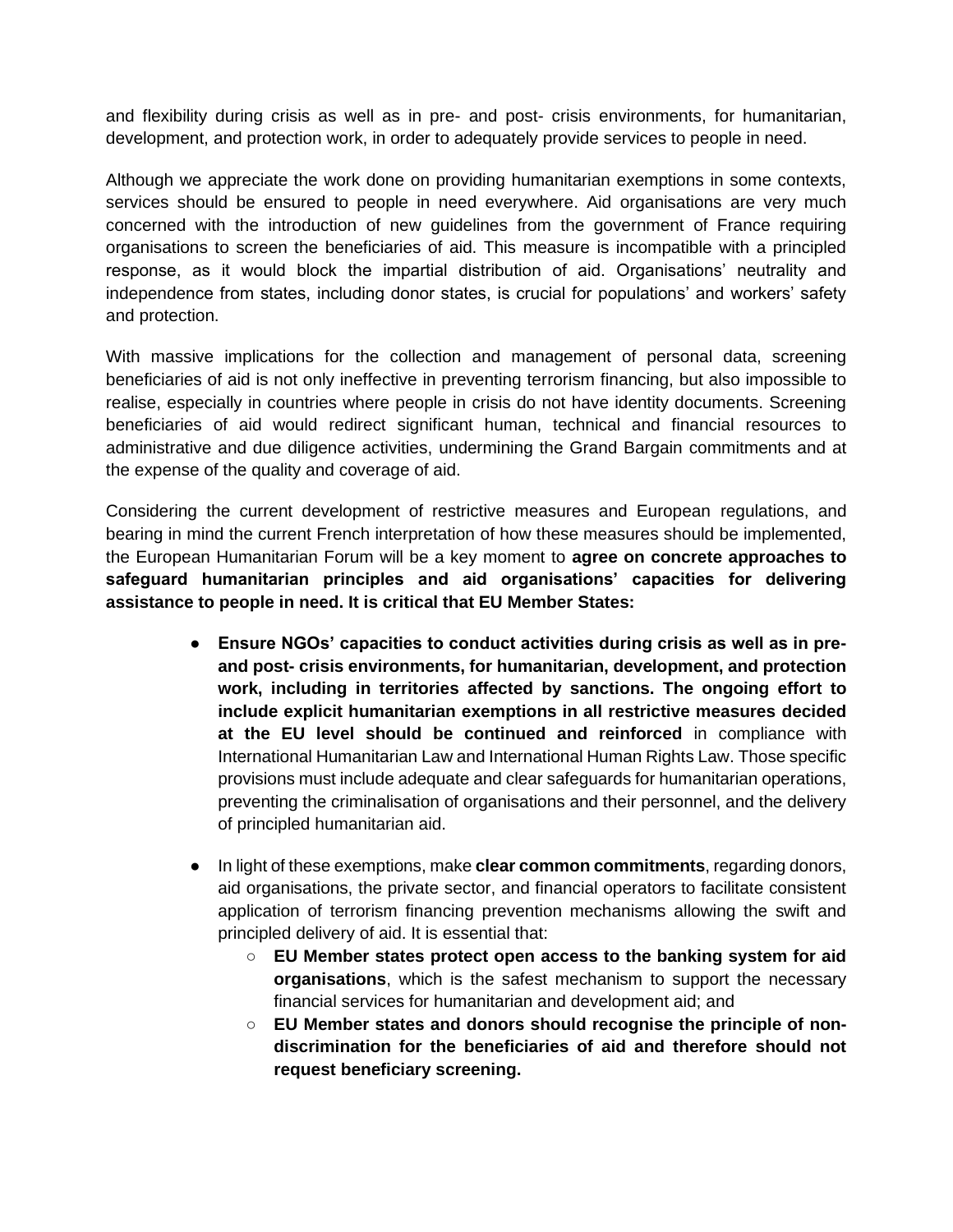and flexibility during crisis as well as in pre- and post- crisis environments, for humanitarian, development, and protection work, in order to adequately provide services to people in need.

Although we appreciate the work done on providing humanitarian exemptions in some contexts, services should be ensured to people in need everywhere. Aid organisations are very much concerned with the introduction of new guidelines from the government of France requiring organisations to screen the beneficiaries of aid. This measure is incompatible with a principled response, as it would block the impartial distribution of aid. Organisations' neutrality and independence from states, including donor states, is crucial for populations' and workers' safety and protection.

With massive implications for the collection and management of personal data, screening beneficiaries of aid is not only ineffective in preventing terrorism financing, but also impossible to realise, especially in countries where people in crisis do not have identity documents. Screening beneficiaries of aid would redirect significant human, technical and financial resources to administrative and due diligence activities, undermining the Grand Bargain commitments and at the expense of the quality and coverage of aid.

Considering the current development of restrictive measures and European regulations, and bearing in mind the current French interpretation of how these measures should be implemented, the European Humanitarian Forum will be a key moment to **agree on concrete approaches to safeguard humanitarian principles and aid organisations' capacities for delivering assistance to people in need. It is critical that EU Member States:**

- **Ensure NGOs' capacities to conduct activities during crisis as well as in pre- and post- crisis environments, for humanitarian, development, and protection work, including in territories affected by sanctions. The ongoing effort to include explicit humanitarian exemptions in all restrictive measures decided at the EU level should be continued and reinforced** in compliance with International Humanitarian Law and International Human Rights Law. Those specific provisions must include adequate and clear safeguards for humanitarian operations, preventing the criminalisation of organisations and their personnel, and the delivery of principled humanitarian aid.

- In light of these exemptions, make **clear common commitments**, regarding donors, aid organisations, the private sector, and financial operators to facilitate consistent application of terrorism financing prevention mechanisms allowing the swift and principled delivery of aid. It is essential that:
  - **EU Member states protect open access to the banking system for aid organisations**, which is the safest mechanism to support the necessary financial services for humanitarian and development aid; and
  - **EU Member states and donors should recognise the principle of non-discrimination for the beneficiaries of aid and therefore should not request beneficiary screening.**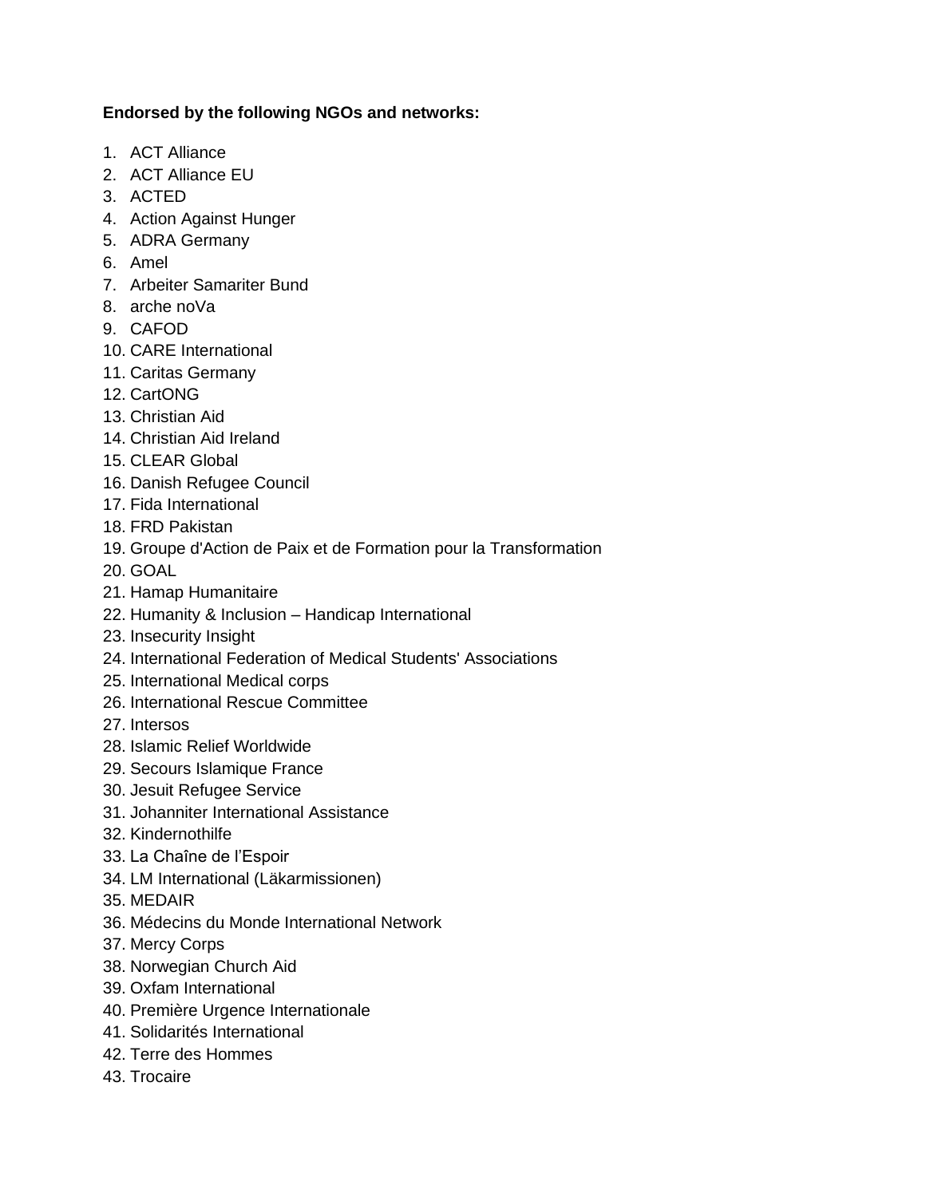**Endorsed by the following NGOs and networks:**

1. ACT Alliance
2. ACT Alliance EU
3. ACTED
4. Action Against Hunger
5. ADRA Germany
6. Amel
7. Arbeiter Samariter Bund
8. arche noVa
9. CAFOD
10. CARE International
11. Caritas Germany
12. CartONG
13. Christian Aid
14. Christian Aid Ireland
15. CLEAR Global
16. Danish Refugee Council
17. Fida International
18. FRD Pakistan
19. Groupe d'Action de Paix et de Formation pour la Transformation
20. GOAL
21. Hamap Humanitaire
22. Humanity & Inclusion – Handicap International
23. Insecurity Insight
24. International Federation of Medical Students' Associations
25. International Medical corps
26. International Rescue Committee
27. Intersos
28. Islamic Relief Worldwide
29. Secours Islamique France
30. Jesuit Refugee Service
31. Johanniter International Assistance
32. Kindernothilfe
33. La Chaîne de l'Espoir
34. LM International (Läkarmissionen)
35. MEDAIR
36. Médecins du Monde International Network
37. Mercy Corps
38. Norwegian Church Aid
39. Oxfam International
40. Première Urgence Internationale
41. Solidarités International
42. Terre des Hommes
43. Trocaire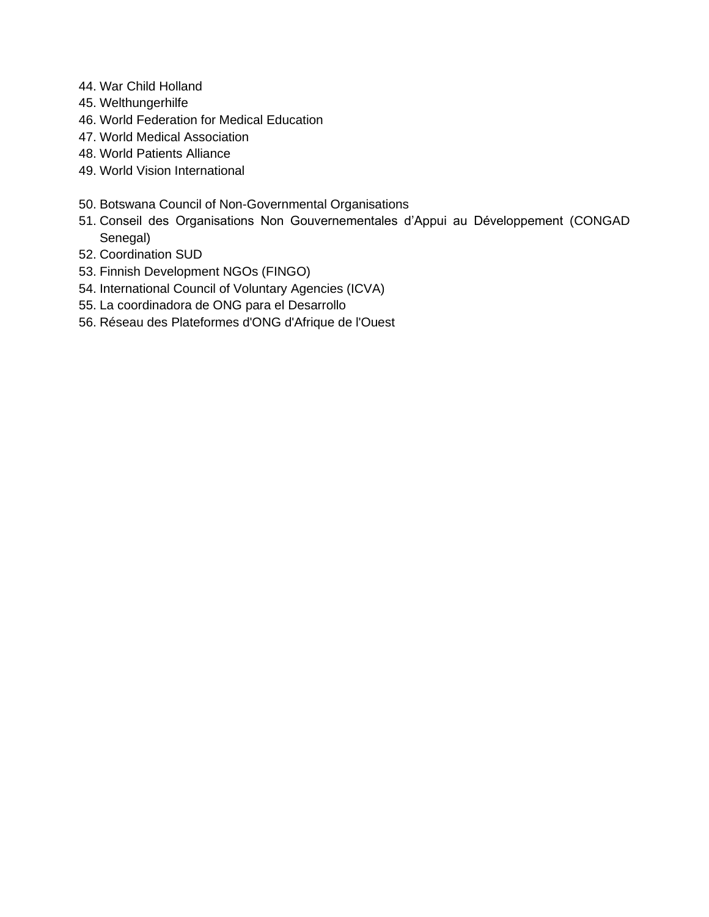44. War Child Holland
45. Welthungerhilfe
46. World Federation for Medical Education
47. World Medical Association
48. World Patients Alliance
49. World Vision International

50. Botswana Council of Non-Governmental Organisations
51. Conseil des Organisations Non Gouvernementales d'Appui au Développement (CONGAD Senegal)
52. Coordination SUD
53. Finnish Development NGOs (FINGO)
54. International Council of Voluntary Agencies (ICVA)
55. La coordinadora de ONG para el Desarrollo
56. Réseau des Plateformes d'ONG d'Afrique de l'Ouest